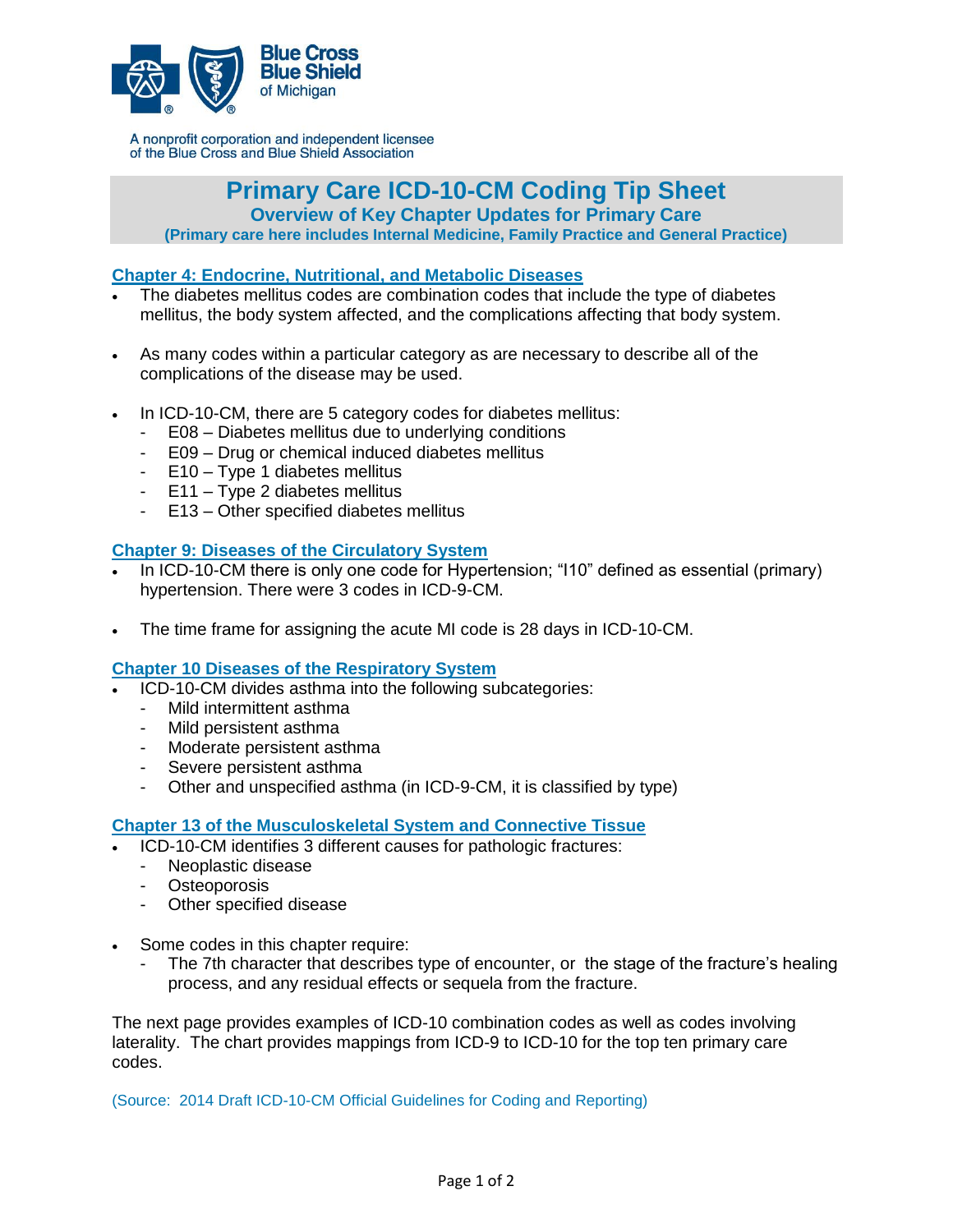Blue Cross Blue Shield of Michigan

A nonprofit corporation and independent licensee of the Blue Cross and Blue Shield Association

# Primary Care ICD-10-CM Coding Tip Sheet

## Overview of Key Chapter Updates for Primary Care

**(Primary care here includes Internal Medicine, Family Practice and General Practice)**

### Chapter 4: Endocrine, Nutritional, and Metabolic Diseases

- The diabetes mellitus codes are combination codes that include the type of diabetes mellitus, the body system affected, and the complications affecting that body system.
- As many codes within a particular category as are necessary to describe all of the complications of the disease may be used.
- In ICD-10-CM, there are 5 category codes for diabetes mellitus:
  - E08 – Diabetes mellitus due to underlying conditions
  - E09 – Drug or chemical induced diabetes mellitus
  - E10 – Type 1 diabetes mellitus
  - E11 – Type 2 diabetes mellitus
  - E13 – Other specified diabetes mellitus

### Chapter 9: Diseases of the Circulatory System

- In ICD-10-CM there is only one code for Hypertension; "I10" defined as essential (primary) hypertension. There were 3 codes in ICD-9-CM.
- The time frame for assigning the acute MI code is 28 days in ICD-10-CM.

### Chapter 10 Diseases of the Respiratory System

- ICD-10-CM divides asthma into the following subcategories:
  - Mild intermittent asthma
  - Mild persistent asthma
  - Moderate persistent asthma
  - Severe persistent asthma
  - Other and unspecified asthma (in ICD-9-CM, it is classified by type)

### Chapter 13 of the Musculoskeletal System and Connective Tissue

- ICD-10-CM identifies 3 different causes for pathologic fractures:
  - Neoplastic disease
  - Osteoporosis
  - Other specified disease
- Some codes in this chapter require:
  - The 7th character that describes type of encounter, or the stage of the fracture's healing process, and any residual effects or sequela from the fracture.

The next page provides examples of ICD-10 combination codes as well as codes involving laterality. The chart provides mappings from ICD-9 to ICD-10 for the top ten primary care codes.

(Source: 2014 Draft ICD-10-CM Official Guidelines for Coding and Reporting)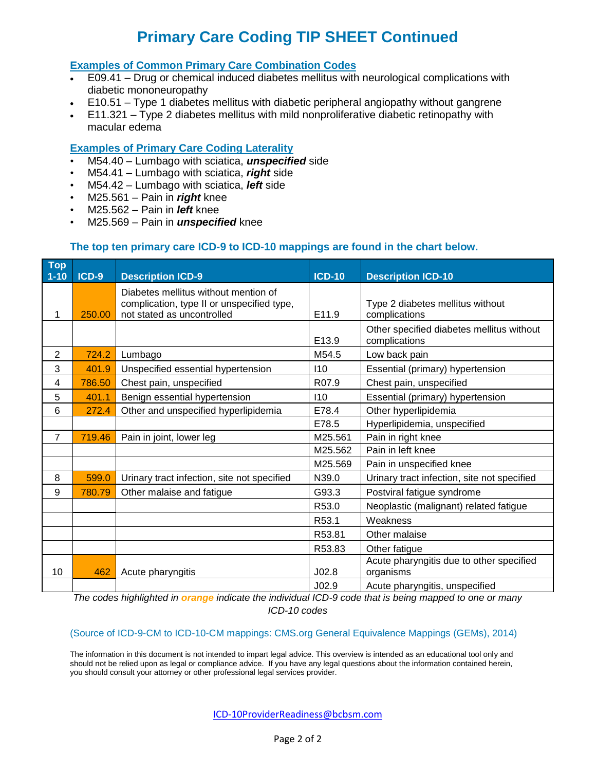# Primary Care Coding TIP SHEET Continued

## Examples of Common Primary Care Combination Codes

- E09.41 – Drug or chemical induced diabetes mellitus with neurological complications with diabetic mononeuropathy
- E10.51 – Type 1 diabetes mellitus with diabetic peripheral angiopathy without gangrene
- E11.321 – Type 2 diabetes mellitus with mild nonproliferative diabetic retinopathy with macular edema

## Examples of Primary Care Coding Laterality

- M54.40 – Lumbago with sciatica, ***unspecified*** side
- M54.41 – Lumbago with sciatica, ***right*** side
- M54.42 – Lumbago with sciatica, ***left*** side
- M25.561 – Pain in ***right*** knee
- M25.562 – Pain in ***left*** knee
- M25.569 – Pain in ***unspecified*** knee

### The top ten primary care ICD-9 to ICD-10 mappings are found in the chart below.

| Top 1-10 | ICD-9 | Description ICD-9 | ICD-10 | Description ICD-10 |
|---|---|---|---|---|
| 1 | 250.00 | Diabetes mellitus without mention of complication, type II or unspecified type, not stated as uncontrolled | E11.9 | Type 2 diabetes mellitus without complications |
| | | | E13.9 | Other specified diabetes mellitus without complications |
| 2 | 724.2 | Lumbago | M54.5 | Low back pain |
| 3 | 401.9 | Unspecified essential hypertension | I10 | Essential (primary) hypertension |
| 4 | 786.50 | Chest pain, unspecified | R07.9 | Chest pain, unspecified |
| 5 | 401.1 | Benign essential hypertension | I10 | Essential (primary) hypertension |
| 6 | 272.4 | Other and unspecified hyperlipidemia | E78.4 | Other hyperlipidemia |
| | | | E78.5 | Hyperlipidemia, unspecified |
| 7 | 719.46 | Pain in joint, lower leg | M25.561 | Pain in right knee |
| | | | M25.562 | Pain in left knee |
| | | | M25.569 | Pain in unspecified knee |
| 8 | 599.0 | Urinary tract infection, site not specified | N39.0 | Urinary tract infection, site not specified |
| 9 | 780.79 | Other malaise and fatigue | G93.3 | Postviral fatigue syndrome |
| | | | R53.0 | Neoplastic (malignant) related fatigue |
| | | | R53.1 | Weakness |
| | | | R53.81 | Other malaise |
| | | | R53.83 | Other fatigue |
| 10 | 462 | Acute pharyngitis | J02.8 | Acute pharyngitis due to other specified organisms |
| | | | J02.9 | Acute pharyngitis, unspecified |

*The codes highlighted in **orange** indicate the individual ICD-9 code that is being mapped to one or many ICD-10 codes*

(Source of ICD-9-CM to ICD-10-CM mappings: CMS.org General Equivalence Mappings (GEMs), 2014)

The information in this document is not intended to impart legal advice. This overview is intended as an educational tool only and should not be relied upon as legal or compliance advice. If you have any legal questions about the information contained herein, you should consult your attorney or other professional legal services provider.

ICD-10ProviderReadiness@bcbsm.com